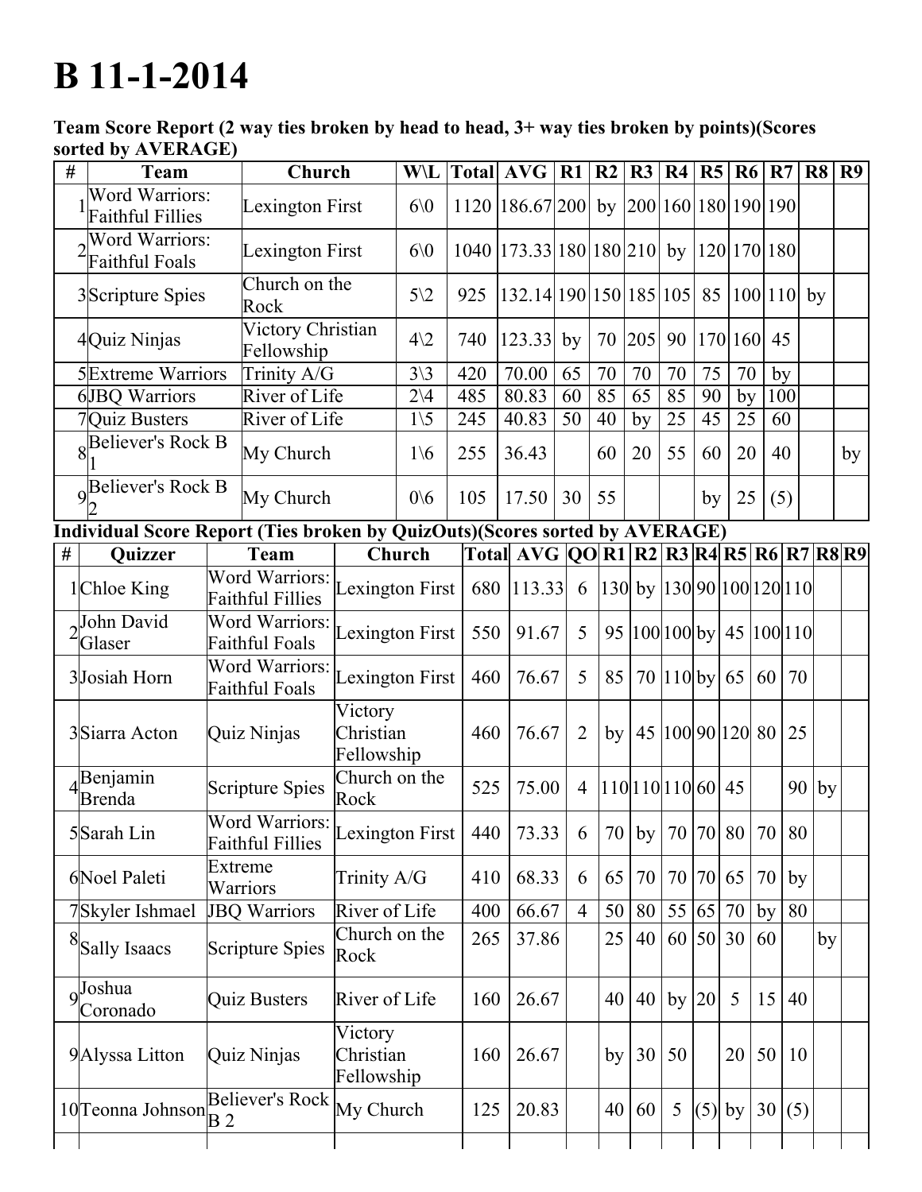# B 11-1-2014

**Team Score Report (2 way ties broken by head to head, 3+ way ties broken by points)(Scores sorted by AVERAGE)**

| # | Team | Church | W\L | Total | AVG | R1 | R2 | R3 | R4 | R5 | R6 | R7 | R8 | R9 |
|---|---|---|---|---|---|---|---|---|---|---|---|---|---|---|
| 1 | Word Warriors: Faithful Fillies | Lexington First | 6\0 | 1120 | 186.67 | 200 | by | 200 | 160 | 180 | 190 | 190 | | |
| 2 | Word Warriors: Faithful Foals | Lexington First | 6\0 | 1040 | 173.33 | 180 | 180 | 210 | by | 120 | 170 | 180 | | |
| 3 | Scripture Spies | Church on the Rock | 5\2 | 925 | 132.14 | 190 | 150 | 185 | 105 | 85 | 100 | 110 | by | |
| 4 | Quiz Ninjas | Victory Christian Fellowship | 4\2 | 740 | 123.33 | by | 70 | 205 | 90 | 170 | 160 | 45 | | |
| 5 | Extreme Warriors | Trinity A/G | 3\3 | 420 | 70.00 | 65 | 70 | 70 | 70 | 75 | 70 | by | | |
| 6 | JBQ Warriors | River of Life | 2\4 | 485 | 80.83 | 60 | 85 | 65 | 85 | 90 | by | 100 | | |
| 7 | Quiz Busters | River of Life | 1\5 | 245 | 40.83 | 50 | 40 | by | 25 | 45 | 25 | 60 | | |
| 8 | Believer's Rock B 1 | My Church | 1\6 | 255 | 36.43 | | 60 | 20 | 55 | 60 | 20 | 40 | | by |
| 9 | Believer's Rock B 2 | My Church | 0\6 | 105 | 17.50 | 30 | 55 | | | by | 25 | (5) | | |

**Individual Score Report (Ties broken by QuizOuts)(Scores sorted by AVERAGE)**

| # | Quizzer | Team | Church | Total | AVG | QO | R1 | R2 | R3 | R4 | R5 | R6 | R7 | R8 | R9 |
|---|---|---|---|---|---|---|---|---|---|---|---|---|---|---|---|
| 1 | Chloe King | Word Warriors: Faithful Fillies | Lexington First | 680 | 113.33 | 6 | 130 | by | 130 | 90 | 100 | 120 | 110 | | |
| 2 | John David Glaser | Word Warriors: Faithful Foals | Lexington First | 550 | 91.67 | 5 | 95 | 100 | 100 | by | 45 | 100 | 110 | | |
| 3 | Josiah Horn | Word Warriors: Faithful Foals | Lexington First | 460 | 76.67 | 5 | 85 | 70 | 110 | by | 65 | 60 | 70 | | |
| 3 | Siarra Acton | Quiz Ninjas | Victory Christian Fellowship | 460 | 76.67 | 2 | by | 45 | 100 | 90 | 120 | 80 | 25 | | |
| 4 | Benjamin Brenda | Scripture Spies | Church on the Rock | 525 | 75.00 | 4 | 110 | 110 | 110 | 60 | 45 | | 90 | by | |
| 5 | Sarah Lin | Word Warriors: Faithful Fillies | Lexington First | 440 | 73.33 | 6 | 70 | by | 70 | 70 | 80 | 70 | 80 | | |
| 6 | Noel Paleti | Extreme Warriors | Trinity A/G | 410 | 68.33 | 6 | 65 | 70 | 70 | 70 | 65 | 70 | by | | |
| 7 | Skyler Ishmael | JBQ Warriors | River of Life | 400 | 66.67 | 4 | 50 | 80 | 55 | 65 | 70 | by | 80 | | |
| 8 | Sally Isaacs | Scripture Spies | Church on the Rock | 265 | 37.86 | | 25 | 40 | 60 | 50 | 30 | 60 | | by | |
| 9 | Joshua Coronado | Quiz Busters | River of Life | 160 | 26.67 | | 40 | 40 | by | 20 | 5 | 15 | 40 | | |
| 9 | Alyssa Litton | Quiz Ninjas | Victory Christian Fellowship | 160 | 26.67 | | by | 30 | 50 | | 20 | 50 | 10 | | |
| 10 | Teonna Johnson | Believer's Rock B 2 | My Church | 125 | 20.83 | | 40 | 60 | 5 | (5) | by | 30 | (5) | | |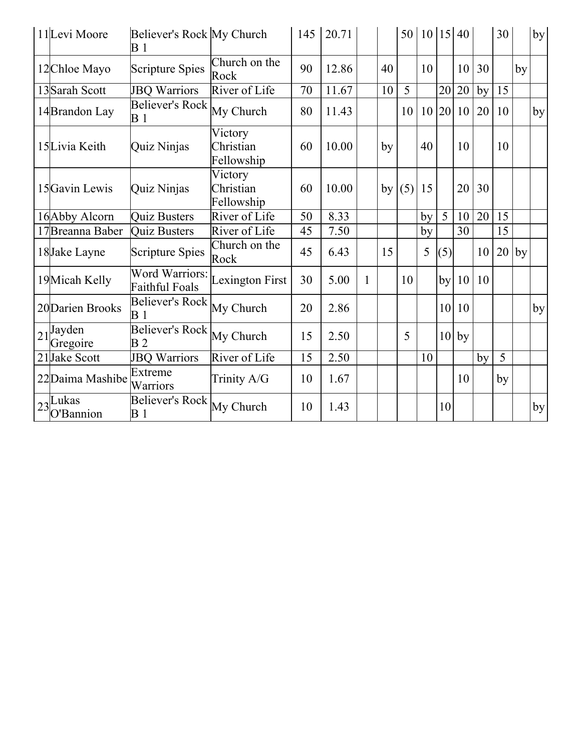| | | | | | | | | | | | | | | | |
|---|---|---|---|---|---|---|---|---|---|---|---|---|---|---|---|
| 11 | Levi Moore | Believer's Rock B 1 | My Church | 145 | 20.71 | | | 50 | 10 | 15 | 40 | | 30 | | by |
| 12 | Chloe Mayo | Scripture Spies | Church on the Rock | 90 | 12.86 | | 40 | | 10 | | 10 | 30 | | by | |
| 13 | Sarah Scott | JBQ Warriors | River of Life | 70 | 11.67 | | 10 | 5 | | 20 | 20 | by | 15 | | |
| 14 | Brandon Lay | Believer's Rock B 1 | My Church | 80 | 11.43 | | | 10 | 10 | 20 | 10 | 20 | 10 | | by |
| 15 | Livia Keith | Quiz Ninjas | Victory Christian Fellowship | 60 | 10.00 | | by | | 40 | | 10 | | 10 | | |
| 15 | Gavin Lewis | Quiz Ninjas | Victory Christian Fellowship | 60 | 10.00 | | by | (5) | 15 | | 20 | 30 | | | |
| 16 | Abby Alcorn | Quiz Busters | River of Life | 50 | 8.33 | | | | by | 5 | 10 | 20 | 15 | | |
| 17 | Breanna Baber | Quiz Busters | River of Life | 45 | 7.50 | | | | by | | 30 | | 15 | | |
| 18 | Jake Layne | Scripture Spies | Church on the Rock | 45 | 6.43 | | 15 | | 5 | (5) | | 10 | 20 | by | |
| 19 | Micah Kelly | Word Warriors: Faithful Foals | Lexington First | 30 | 5.00 | 1 | | 10 | | by | 10 | 10 | | | |
| 20 | Darien Brooks | Believer's Rock B 1 | My Church | 20 | 2.86 | | | | | 10 | 10 | | | | by |
| 21 | Jayden Gregoire | Believer's Rock B 2 | My Church | 15 | 2.50 | | | 5 | | 10 | by | | | | |
| 21 | Jake Scott | JBQ Warriors | River of Life | 15 | 2.50 | | | | 10 | | | by | 5 | | |
| 22 | Daima Mashibe | Extreme Warriors | Trinity A/G | 10 | 1.67 | | | | | | 10 | | by | | |
| 23 | Lukas O'Bannion | Believer's Rock B 1 | My Church | 10 | 1.43 | | | | | 10 | | | | | by |